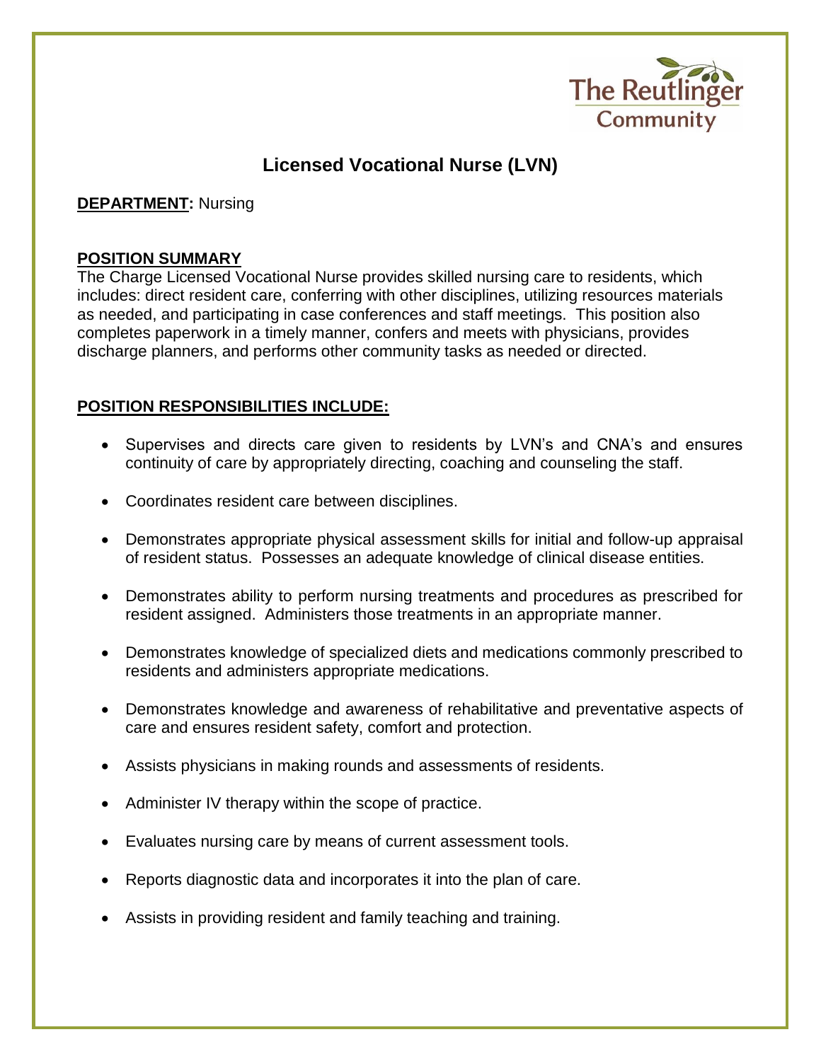The Reutlinger Community

# Licensed Vocational Nurse (LVN)

**DEPARTMENT:** Nursing

**POSITION SUMMARY**

The Charge Licensed Vocational Nurse provides skilled nursing care to residents, which includes: direct resident care, conferring with other disciplines, utilizing resources materials as needed, and participating in case conferences and staff meetings. This position also completes paperwork in a timely manner, confers and meets with physicians, provides discharge planners, and performs other community tasks as needed or directed.

**POSITION RESPONSIBILITIES INCLUDE:**

- Supervises and directs care given to residents by LVN's and CNA's and ensures continuity of care by appropriately directing, coaching and counseling the staff.
- Coordinates resident care between disciplines.
- Demonstrates appropriate physical assessment skills for initial and follow-up appraisal of resident status. Possesses an adequate knowledge of clinical disease entities.
- Demonstrates ability to perform nursing treatments and procedures as prescribed for resident assigned. Administers those treatments in an appropriate manner.
- Demonstrates knowledge of specialized diets and medications commonly prescribed to residents and administers appropriate medications.
- Demonstrates knowledge and awareness of rehabilitative and preventative aspects of care and ensures resident safety, comfort and protection.
- Assists physicians in making rounds and assessments of residents.
- Administer IV therapy within the scope of practice.
- Evaluates nursing care by means of current assessment tools.
- Reports diagnostic data and incorporates it into the plan of care.
- Assists in providing resident and family teaching and training.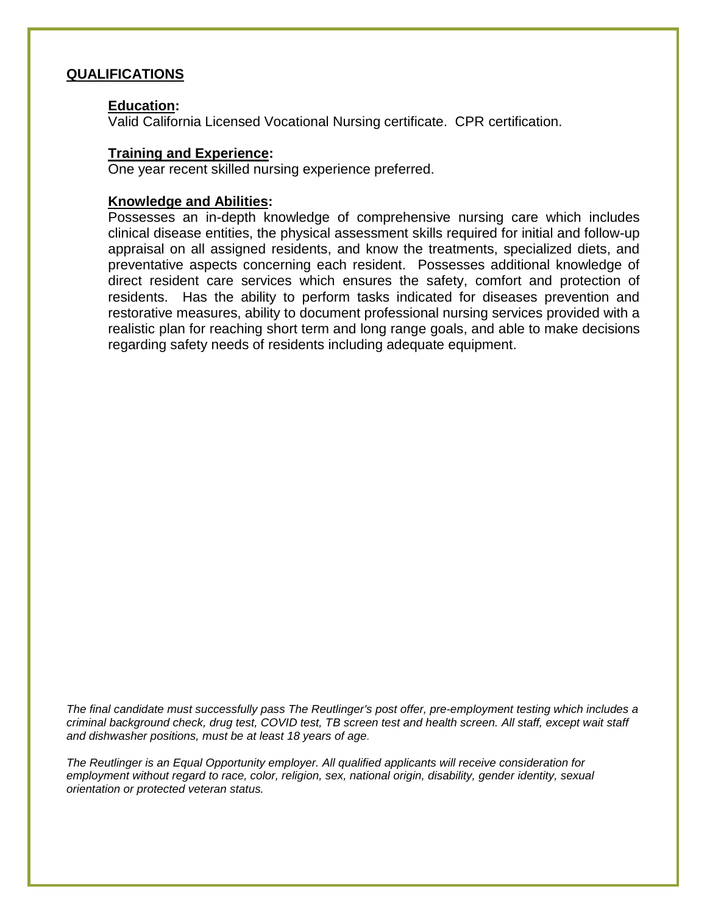## QUALIFICATIONS

### Education:

Valid California Licensed Vocational Nursing certificate. CPR certification.

### Training and Experience:

One year recent skilled nursing experience preferred.

### Knowledge and Abilities:

Possesses an in-depth knowledge of comprehensive nursing care which includes clinical disease entities, the physical assessment skills required for initial and follow-up appraisal on all assigned residents, and know the treatments, specialized diets, and preventative aspects concerning each resident. Possesses additional knowledge of direct resident care services which ensures the safety, comfort and protection of residents. Has the ability to perform tasks indicated for diseases prevention and restorative measures, ability to document professional nursing services provided with a realistic plan for reaching short term and long range goals, and able to make decisions regarding safety needs of residents including adequate equipment.

*The final candidate must successfully pass The Reutlinger's post offer, pre-employment testing which includes a criminal background check, drug test, COVID test, TB screen test and health screen. All staff, except wait staff and dishwasher positions, must be at least 18 years of age.*

*The Reutlinger is an Equal Opportunity employer. All qualified applicants will receive consideration for employment without regard to race, color, religion, sex, national origin, disability, gender identity, sexual orientation or protected veteran status.*